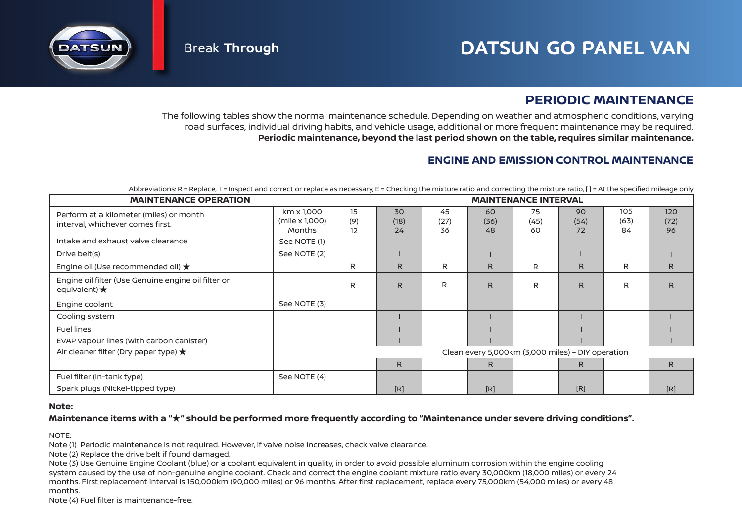Break **Through**

# DATSUN GO PANEL VAN

## PERIODIC MAINTENANCE

The following tables show the normal maintenance schedule. Depending on weather and atmospheric conditions, varying road surfaces, individual driving habits, and vehicle usage, additional or more frequent maintenance may be required. **Periodic maintenance, beyond the last period shown on the table, requires similar maintenance.**

### ENGINE AND EMISSION CONTROL MAINTENANCE

Abbreviations: R = Replace, I = Inspect and correct or replace as necessary, E = Checking the mixture ratio and correcting the mixture ratio, [ ] = At the specified mileage only

| MAINTENANCE OPERATION | | MAINTENANCE INTERVAL | | | | | | | |
|---|---|---|---|---|---|---|---|---|---|
| Perform at a kilometer (miles) or month interval, whichever comes first. | km x 1,000 (mile x 1,000) Months | 15 (9) 12 | 30 (18) 24 | 45 (27) 36 | 60 (36) 48 | 75 (45) 60 | 90 (54) 72 | 105 (63) 84 | 120 (72) 96 |
| Intake and exhaust valve clearance | See NOTE (1) | | | | | | | | |
| Drive belt(s) | See NOTE (2) | | I | | I | | I | | I |
| Engine oil (Use recommended oil) ★ | | R | R | R | R | R | R | R | R |
| Engine oil filter (Use Genuine engine oil filter or equivalent) ★ | | R | R | R | R | R | R | R | R |
| Engine coolant | See NOTE (3) | | | | | | | | |
| Cooling system | | | I | | I | | I | | I |
| Fuel lines | | | I | | I | | I | | I |
| EVAP vapour lines (With carbon canister) | | | I | | I | | I | | I |
| Air cleaner filter (Dry paper type) ★ | Clean every 5,000km (3,000 miles) – DIY operation | | | | | | | | |
| | | | R | | R | | R | | R |
| Fuel filter (In-tank type) | See NOTE (4) | | | | | | | | |
| Spark plugs (Nickel-tipped type) | | | [R] | | [R] | | [R] | | [R] |

**Note:**

**Maintenance items with a "★" should be performed more frequently according to "Maintenance under severe driving conditions".**

NOTE:

Note (1) Periodic maintenance is not required. However, if valve noise increases, check valve clearance.

Note (2) Replace the drive belt if found damaged.

Note (3) Use Genuine Engine Coolant (blue) or a coolant equivalent in quality, in order to avoid possible aluminum corrosion within the engine cooling system caused by the use of non-genuine engine coolant. Check and correct the engine coolant mixture ratio every 30,000km (18,000 miles) or every 24 months. First replacement interval is 150,000km (90,000 miles) or 96 months. After first replacement, replace every 75,000km (54,000 miles) or every 48 months.

Note (4) Fuel filter is maintenance-free.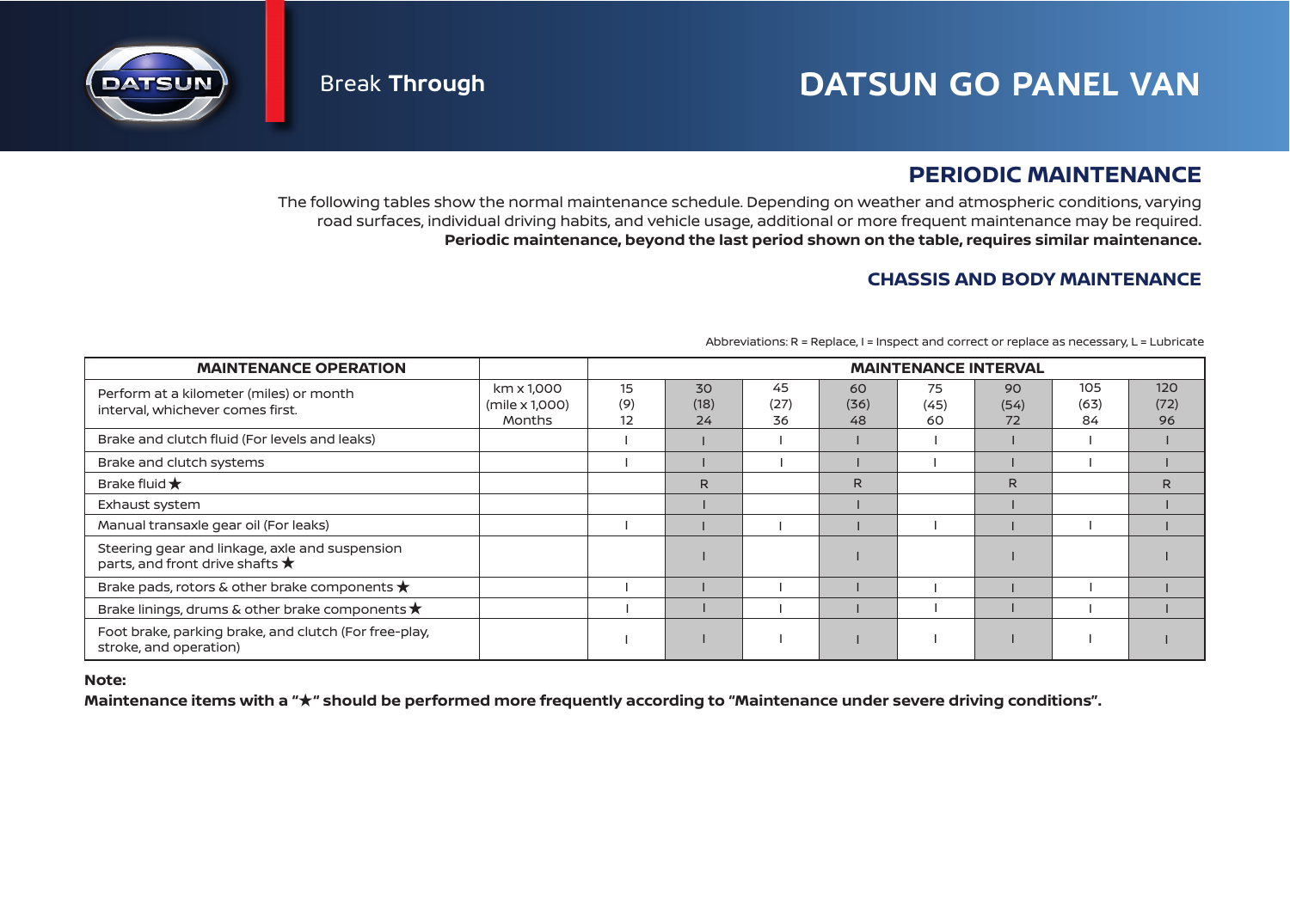Break **Through**

# DATSUN GO PANEL VAN

## PERIODIC MAINTENANCE

The following tables show the normal maintenance schedule. Depending on weather and atmospheric conditions, varying road surfaces, individual driving habits, and vehicle usage, additional or more frequent maintenance may be required.
**Periodic maintenance, beyond the last period shown on the table, requires similar maintenance.**

### CHASSIS AND BODY MAINTENANCE

Abbreviations: R = Replace, I = Inspect and correct or replace as necessary, L = Lubricate

| MAINTENANCE OPERATION | | MAINTENANCE INTERVAL | | | | | | | |
|---|---|---|---|---|---|---|---|---|---|
| Perform at a kilometer (miles) or month interval, whichever comes first. | km x 1,000 (mile x 1,000) Months | 15 (9) 12 | 30 (18) 24 | 45 (27) 36 | 60 (36) 48 | 75 (45) 60 | 90 (54) 72 | 105 (63) 84 | 120 (72) 96 |
| Brake and clutch fluid (For levels and leaks) | | I | I | I | I | I | I | I | I |
| Brake and clutch systems | | I | I | I | I | I | I | I | I |
| Brake fluid ★ | | | R | | R | | R | | R |
| Exhaust system | | | I | | I | | I | | I |
| Manual transaxle gear oil (For leaks) | | I | I | I | I | I | I | I | I |
| Steering gear and linkage, axle and suspension parts, and front drive shafts ★ | | | I | | I | | I | | I |
| Brake pads, rotors & other brake components ★ | | I | I | I | I | I | I | I | I |
| Brake linings, drums & other brake components ★ | | I | I | I | I | I | I | I | I |
| Foot brake, parking brake, and clutch (For free-play, stroke, and operation) | | I | I | I | I | I | I | I | I |

**Note:**
**Maintenance items with a "★" should be performed more frequently according to "Maintenance under severe driving conditions".**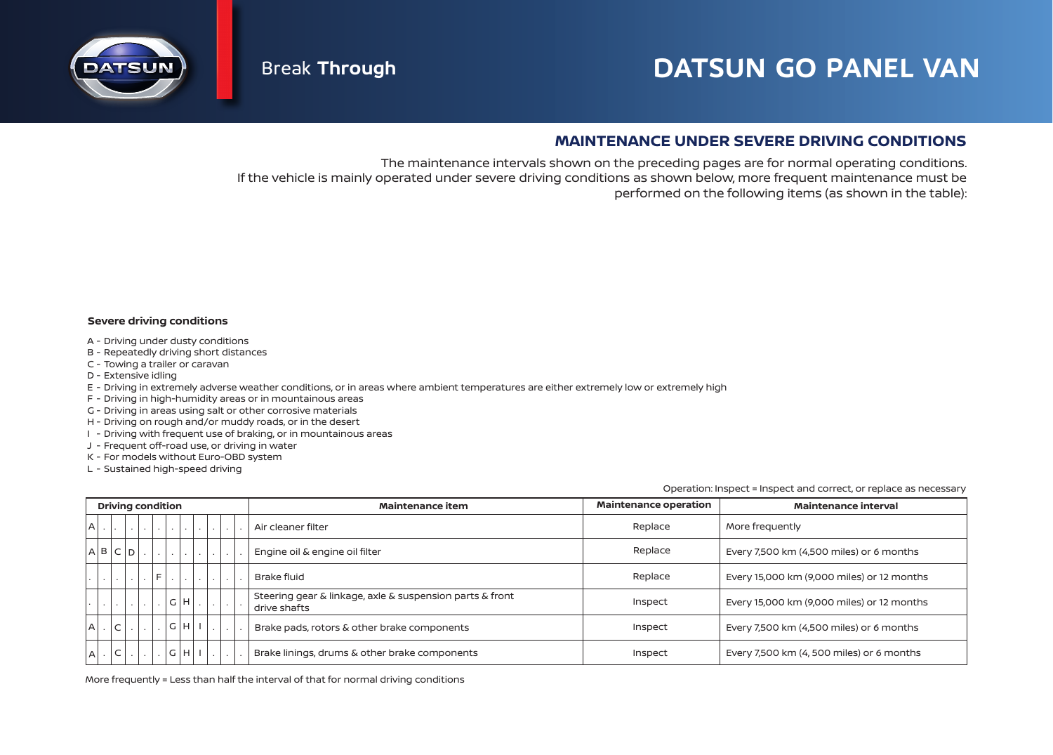# DATSUN GO PANEL VAN

Break **Through**

## MAINTENANCE UNDER SEVERE DRIVING CONDITIONS

The maintenance intervals shown on the preceding pages are for normal operating conditions. If the vehicle is mainly operated under severe driving conditions as shown below, more frequent maintenance must be performed on the following items (as shown in the table):

**Severe driving conditions**

A - Driving under dusty conditions
B - Repeatedly driving short distances
C - Towing a trailer or caravan
D - Extensive idling
E - Driving in extremely adverse weather conditions, or in areas where ambient temperatures are either extremely low or extremely high
F - Driving in high-humidity areas or in mountainous areas
G - Driving in areas using salt or other corrosive materials
H - Driving on rough and/or muddy roads, or in the desert
I - Driving with frequent use of braking, or in mountainous areas
J - Frequent off-road use, or driving in water
K - For models without Euro-OBD system
L - Sustained high-speed driving

Operation: Inspect = Inspect and correct, or replace as necessary

| Driving condition | | | | | | | | | | | | Maintenance item | Maintenance operation | Maintenance interval |
|---|---|---|---|---|---|---|---|---|---|---|---|---|---|---|
| A | . | . | . | . | . | . | . | . | . | . | . | Air cleaner filter | Replace | More frequently |
| A | B | C | D | . | . | . | . | . | . | . | . | Engine oil & engine oil filter | Replace | Every 7,500 km (4,500 miles) or 6 months |
| . | . | . | . | . | F | . | . | . | . | . | . | Brake fluid | Replace | Every 15,000 km (9,000 miles) or 12 months |
| . | . | . | . | . | . | G | H | . | . | . | . | Steering gear & linkage, axle & suspension parts & front drive shafts | Inspect | Every 15,000 km (9,000 miles) or 12 months |
| A | . | C | . | . | . | G | H | I | . | . | . | Brake pads, rotors & other brake components | Inspect | Every 7,500 km (4,500 miles) or 6 months |
| A | . | C | . | . | . | G | H | I | . | . | . | Brake linings, drums & other brake components | Inspect | Every 7,500 km (4, 500 miles) or 6 months |

More frequently = Less than half the interval of that for normal driving conditions